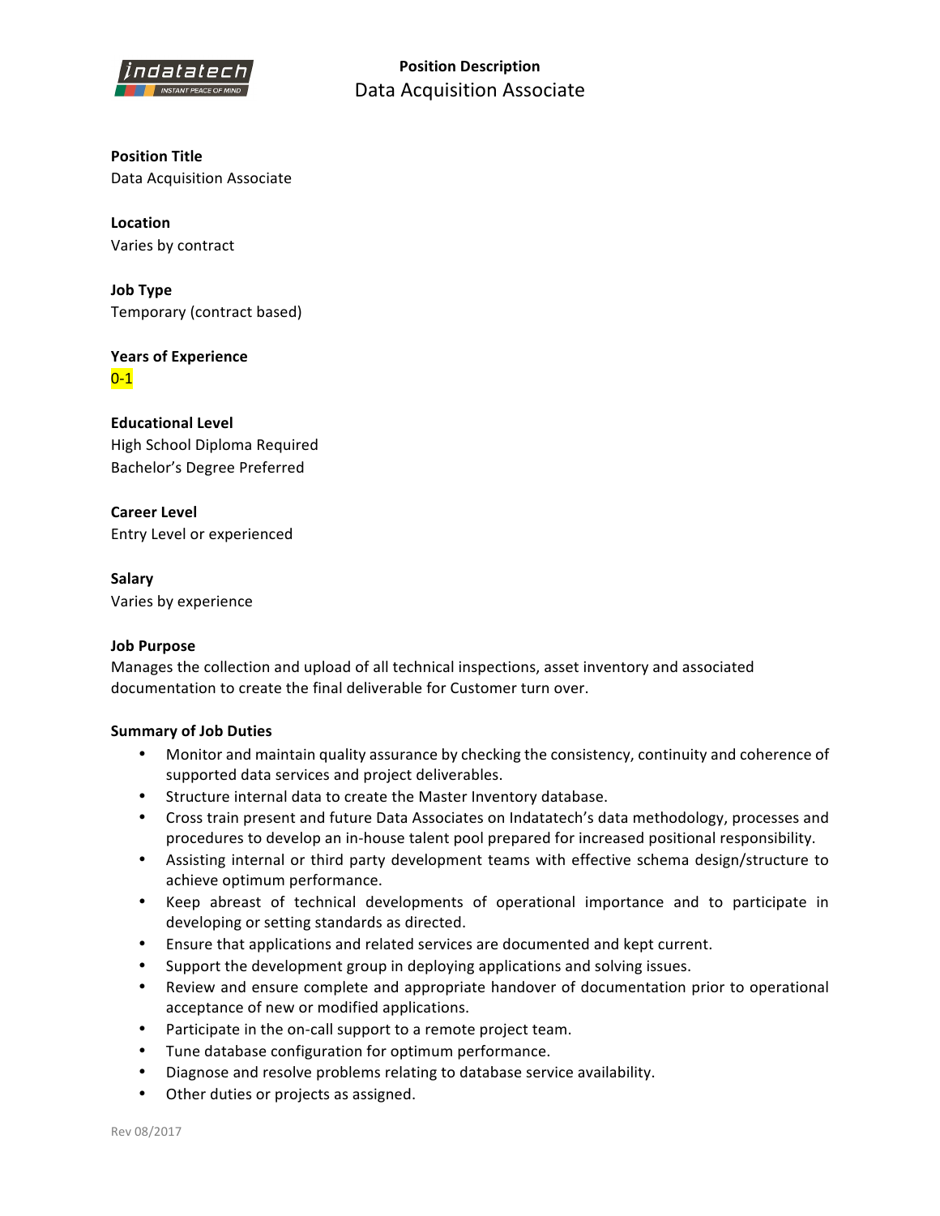**Position Description**
Data Acquisition Associate

**Position Title**
Data Acquisition Associate

**Location**
Varies by contract

**Job Type**
Temporary (contract based)

**Years of Experience**
0-1

**Educational Level**
High School Diploma Required
Bachelor's Degree Preferred

**Career Level**
Entry Level or experienced

**Salary**
Varies by experience

**Job Purpose**
Manages the collection and upload of all technical inspections, asset inventory and associated documentation to create the final deliverable for Customer turn over.

**Summary of Job Duties**

- Monitor and maintain quality assurance by checking the consistency, continuity and coherence of supported data services and project deliverables.
- Structure internal data to create the Master Inventory database.
- Cross train present and future Data Associates on Indatatech's data methodology, processes and procedures to develop an in-house talent pool prepared for increased positional responsibility.
- Assisting internal or third party development teams with effective schema design/structure to achieve optimum performance.
- Keep abreast of technical developments of operational importance and to participate in developing or setting standards as directed.
- Ensure that applications and related services are documented and kept current.
- Support the development group in deploying applications and solving issues.
- Review and ensure complete and appropriate handover of documentation prior to operational acceptance of new or modified applications.
- Participate in the on-call support to a remote project team.
- Tune database configuration for optimum performance.
- Diagnose and resolve problems relating to database service availability.
- Other duties or projects as assigned.

Rev 08/2017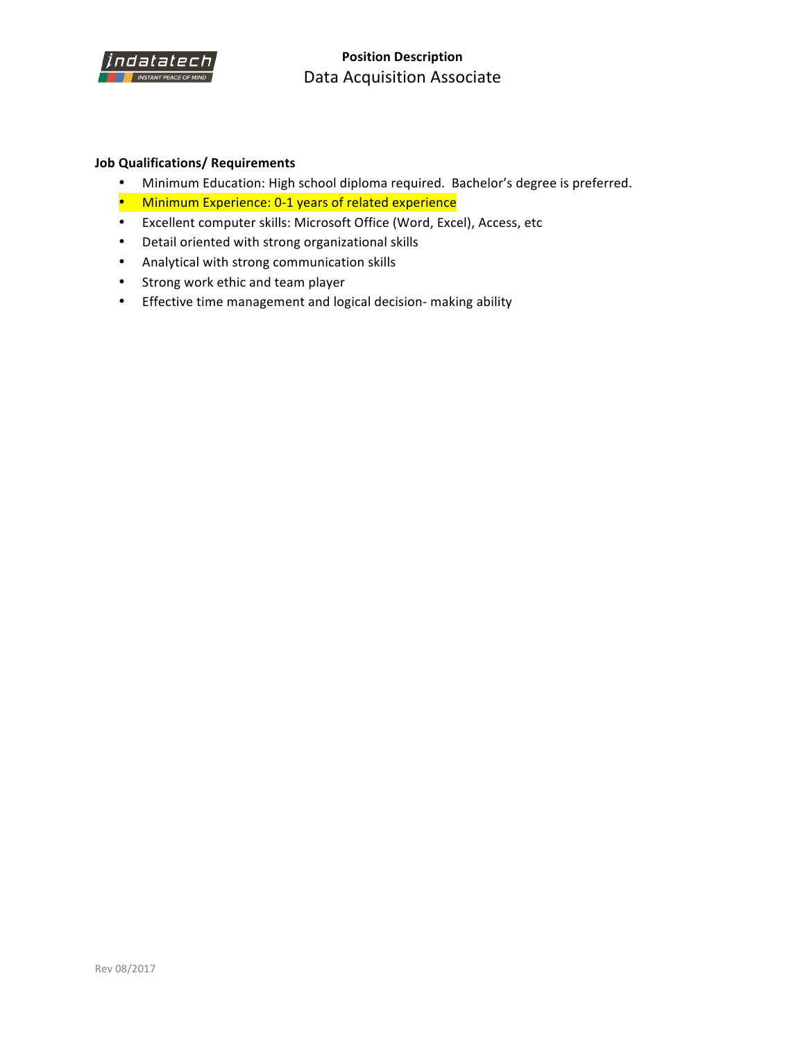**Job Qualifications/ Requirements**

- Minimum Education: High school diploma required. Bachelor's degree is preferred.
- Minimum Experience: 0-1 years of related experience
- Excellent computer skills: Microsoft Office (Word, Excel), Access, etc
- Detail oriented with strong organizational skills
- Analytical with strong communication skills
- Strong work ethic and team player
- Effective time management and logical decision- making ability